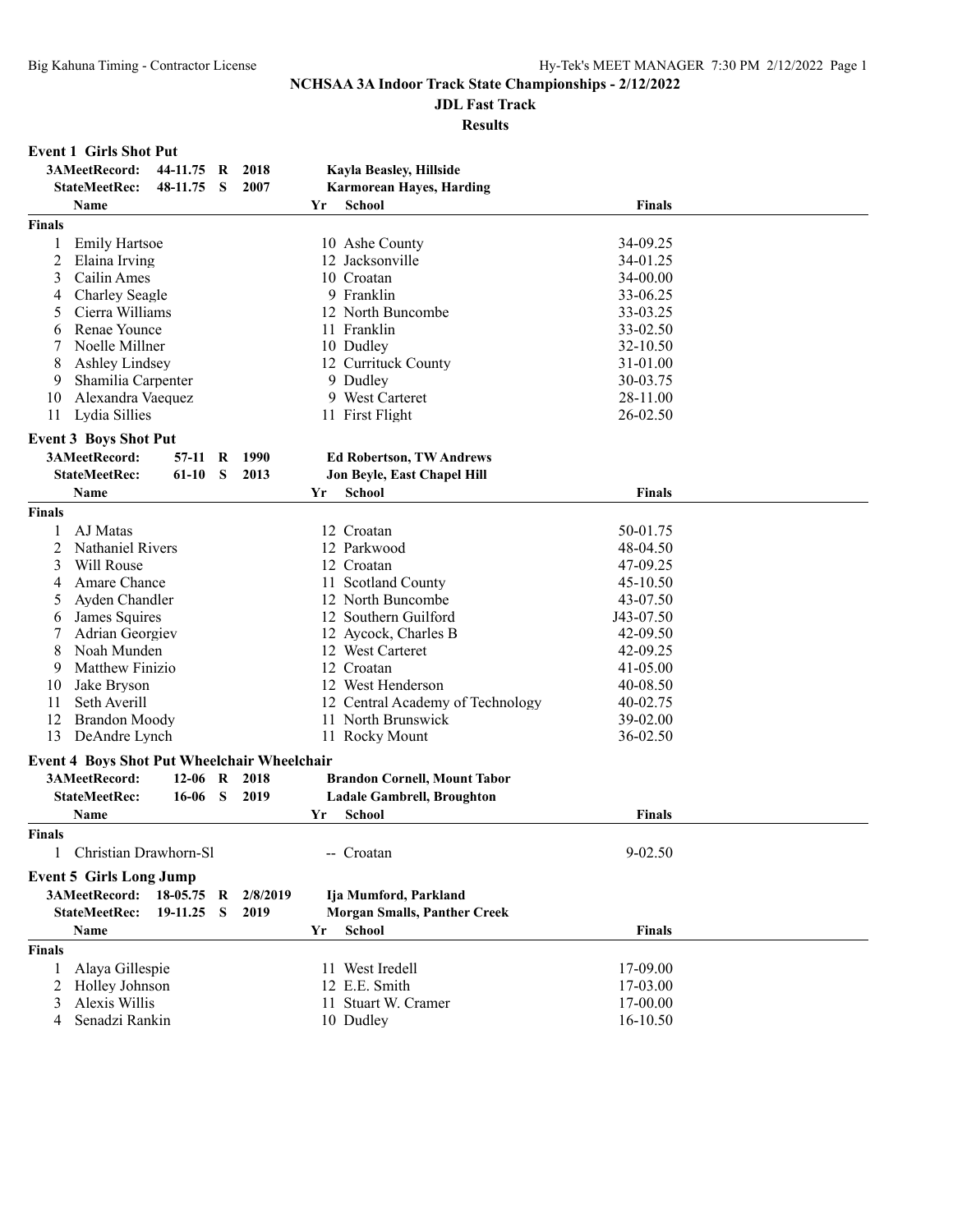# NCHSAA 3A Indoor Track State Championships - 2/12/2022

## JDL Fast Track

## Results

### Event 1 Girls Shot Put

| | | | | |
|---|---|---|---|---|
| 3AMeetRecord: | 44-11.75 | R | 2018 | Kayla Beasley, Hillside |
| StateMeetRec: | 48-11.75 | S | 2007 | Karmorean Hayes, Harding |

| | Name | Yr | School | Finals |
|---|---|---|---|---|
| **Finals** | | | | |
| 1 | Emily Hartsoe | 10 | Ashe County | 34-09.25 |
| 2 | Elaina Irving | 12 | Jacksonville | 34-01.25 |
| 3 | Cailin Ames | 10 | Croatan | 34-00.00 |
| 4 | Charley Seagle | 9 | Franklin | 33-06.25 |
| 5 | Cierra Williams | 12 | North Buncombe | 33-03.25 |
| 6 | Renae Younce | 11 | Franklin | 33-02.50 |
| 7 | Noelle Millner | 10 | Dudley | 32-10.50 |
| 8 | Ashley Lindsey | 12 | Currituck County | 31-01.00 |
| 9 | Shamilia Carpenter | 9 | Dudley | 30-03.75 |
| 10 | Alexandra Vaequez | 9 | West Carteret | 28-11.00 |
| 11 | Lydia Sillies | 11 | First Flight | 26-02.50 |

### Event 3 Boys Shot Put

| | | | | |
|---|---|---|---|---|
| 3AMeetRecord: | 57-11 | R | 1990 | Ed Robertson, TW Andrews |
| StateMeetRec: | 61-10 | S | 2013 | Jon Beyle, East Chapel Hill |

| | Name | Yr | School | Finals |
|---|---|---|---|---|
| **Finals** | | | | |
| 1 | AJ Matas | 12 | Croatan | 50-01.75 |
| 2 | Nathaniel Rivers | 12 | Parkwood | 48-04.50 |
| 3 | Will Rouse | 12 | Croatan | 47-09.25 |
| 4 | Amare Chance | 11 | Scotland County | 45-10.50 |
| 5 | Ayden Chandler | 12 | North Buncombe | 43-07.50 |
| 6 | James Squires | 12 | Southern Guilford | J43-07.50 |
| 7 | Adrian Georgiev | 12 | Aycock, Charles B | 42-09.50 |
| 8 | Noah Munden | 12 | West Carteret | 42-09.25 |
| 9 | Matthew Finizio | 12 | Croatan | 41-05.00 |
| 10 | Jake Bryson | 12 | West Henderson | 40-08.50 |
| 11 | Seth Averill | 12 | Central Academy of Technology | 40-02.75 |
| 12 | Brandon Moody | 11 | North Brunswick | 39-02.00 |
| 13 | DeAndre Lynch | 11 | Rocky Mount | 36-02.50 |

### Event 4 Boys Shot Put Wheelchair Wheelchair

| | | | | |
|---|---|---|---|---|
| 3AMeetRecord: | 12-06 | R | 2018 | Brandon Cornell, Mount Tabor |
| StateMeetRec: | 16-06 | S | 2019 | Ladale Gambrell, Broughton |

| | Name | Yr | School | Finals |
|---|---|---|---|---|
| **Finals** | | | | |
| 1 | Christian Drawhorn-Sl | -- | Croatan | 9-02.50 |

### Event 5 Girls Long Jump

| | | | | |
|---|---|---|---|---|
| 3AMeetRecord: | 18-05.75 | R | 2/8/2019 | Ija Mumford, Parkland |
| StateMeetRec: | 19-11.25 | S | 2019 | Morgan Smalls, Panther Creek |

| | Name | Yr | School | Finals |
|---|---|---|---|---|
| **Finals** | | | | |
| 1 | Alaya Gillespie | 11 | West Iredell | 17-09.00 |
| 2 | Holley Johnson | 12 | E.E. Smith | 17-03.00 |
| 3 | Alexis Willis | 11 | Stuart W. Cramer | 17-00.00 |
| 4 | Senadzi Rankin | 10 | Dudley | 16-10.50 |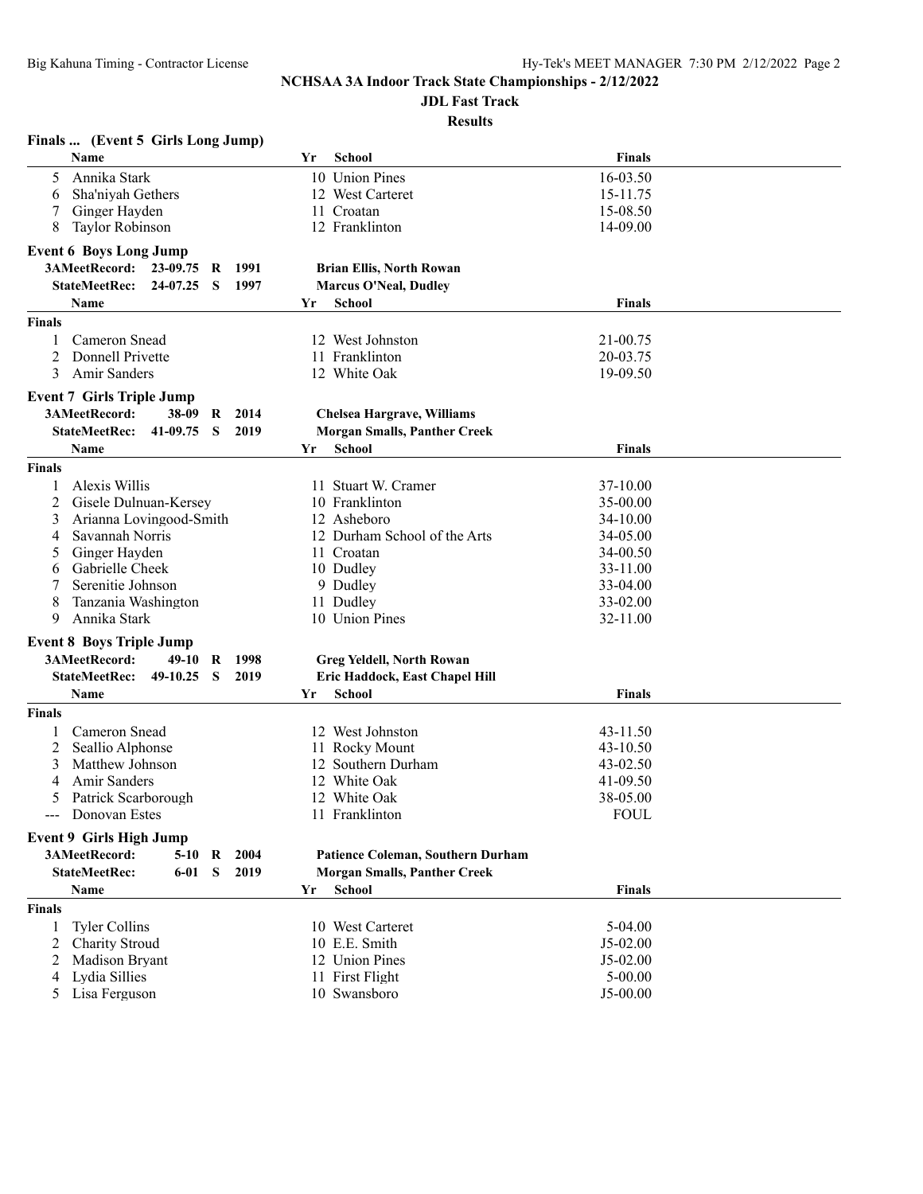# NCHSAA 3A Indoor Track State Championships - 2/12/2022

## JDL Fast Track

## Results

### Finals ... (Event 5 Girls Long Jump)

| | Name | Yr | School | Finals |
|---|---|---|---|---|
| 5 | Annika Stark | 10 | Union Pines | 16-03.50 |
| 6 | Sha'niyah Gethers | 12 | West Carteret | 15-11.75 |
| 7 | Ginger Hayden | 11 | Croatan | 15-08.50 |
| 8 | Taylor Robinson | 12 | Franklinton | 14-09.00 |

### Event 6 Boys Long Jump

**3AMeetRecord: 23-09.75 R 1991 — Brian Ellis, North Rowan**
**StateMeetRec: 24-07.25 S 1997 — Marcus O'Neal, Dudley**

**Finals**

| | Name | Yr | School | Finals |
|---|---|---|---|---|
| 1 | Cameron Snead | 12 | West Johnston | 21-00.75 |
| 2 | Donnell Privette | 11 | Franklinton | 20-03.75 |
| 3 | Amir Sanders | 12 | White Oak | 19-09.50 |

### Event 7 Girls Triple Jump

**3AMeetRecord: 38-09 R 2014 — Chelsea Hargrave, Williams**
**StateMeetRec: 41-09.75 S 2019 — Morgan Smalls, Panther Creek**

**Finals**

| | Name | Yr | School | Finals |
|---|---|---|---|---|
| 1 | Alexis Willis | 11 | Stuart W. Cramer | 37-10.00 |
| 2 | Gisele Dulnuan-Kersey | 10 | Franklinton | 35-00.00 |
| 3 | Arianna Lovingood-Smith | 12 | Asheboro | 34-10.00 |
| 4 | Savannah Norris | 12 | Durham School of the Arts | 34-05.00 |
| 5 | Ginger Hayden | 11 | Croatan | 34-00.50 |
| 6 | Gabrielle Cheek | 10 | Dudley | 33-11.00 |
| 7 | Serenitie Johnson | 9 | Dudley | 33-04.00 |
| 8 | Tanzania Washington | 11 | Dudley | 33-02.00 |
| 9 | Annika Stark | 10 | Union Pines | 32-11.00 |

### Event 8 Boys Triple Jump

**3AMeetRecord: 49-10 R 1998 — Greg Yeldell, North Rowan**
**StateMeetRec: 49-10.25 S 2019 — Eric Haddock, East Chapel Hill**

**Finals**

| | Name | Yr | School | Finals |
|---|---|---|---|---|
| 1 | Cameron Snead | 12 | West Johnston | 43-11.50 |
| 2 | Seallio Alphonse | 11 | Rocky Mount | 43-10.50 |
| 3 | Matthew Johnson | 12 | Southern Durham | 43-02.50 |
| 4 | Amir Sanders | 12 | White Oak | 41-09.50 |
| 5 | Patrick Scarborough | 12 | White Oak | 38-05.00 |
| --- | Donovan Estes | 11 | Franklinton | FOUL |

### Event 9 Girls High Jump

**3AMeetRecord: 5-10 R 2004 — Patience Coleman, Southern Durham**
**StateMeetRec: 6-01 S 2019 — Morgan Smalls, Panther Creek**

**Finals**

| | Name | Yr | School | Finals |
|---|---|---|---|---|
| 1 | Tyler Collins | 10 | West Carteret | 5-04.00 |
| 2 | Charity Stroud | 10 | E.E. Smith | J5-02.00 |
| 2 | Madison Bryant | 12 | Union Pines | J5-02.00 |
| 4 | Lydia Sillies | 11 | First Flight | 5-00.00 |
| 5 | Lisa Ferguson | 10 | Swansboro | J5-00.00 |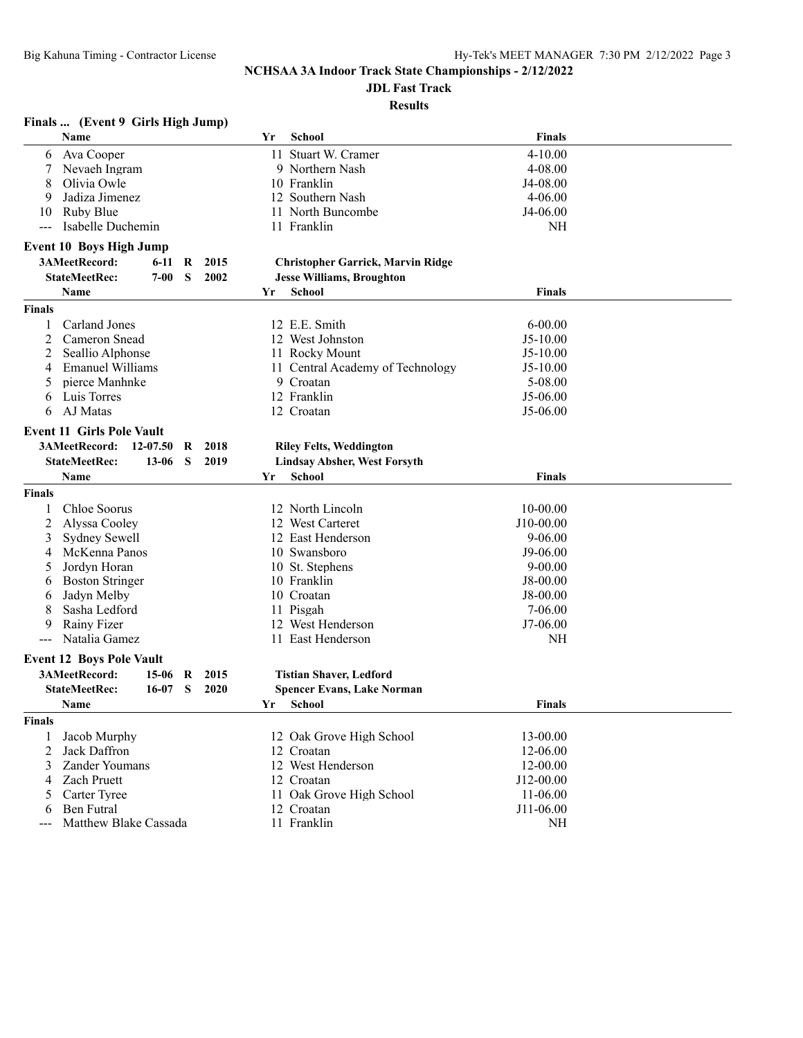# NCHSAA 3A Indoor Track State Championships - 2/12/2022

## JDL Fast Track

### Results

**Finals ... (Event 9 Girls High Jump)**

| | Name | Yr | School | Finals |
|---|---|---|---|---|
| 6 | Ava Cooper | 11 | Stuart W. Cramer | 4-10.00 |
| 7 | Nevaeh Ingram | 9 | Northern Nash | 4-08.00 |
| 8 | Olivia Owle | 10 | Franklin | J4-08.00 |
| 9 | Jadiza Jimenez | 12 | Southern Nash | 4-06.00 |
| 10 | Ruby Blue | 11 | North Buncombe | J4-06.00 |
| --- | Isabelle Duchemin | 11 | Franklin | NH |

**Event 10 Boys High Jump**

3AMeetRecord: 6-11 R 2015 Christopher Garrick, Marvin Ridge
StateMeetRec: 7-00 S 2002 Jesse Williams, Broughton

**Finals**

| | Name | Yr | School | Finals |
|---|---|---|---|---|
| 1 | Carland Jones | 12 | E.E. Smith | 6-00.00 |
| 2 | Cameron Snead | 12 | West Johnston | J5-10.00 |
| 2 | Seallio Alphonse | 11 | Rocky Mount | J5-10.00 |
| 4 | Emanuel Williams | 11 | Central Academy of Technology | J5-10.00 |
| 5 | pierce Manhnke | 9 | Croatan | 5-08.00 |
| 6 | Luis Torres | 12 | Franklin | J5-06.00 |
| 6 | AJ Matas | 12 | Croatan | J5-06.00 |

**Event 11 Girls Pole Vault**

3AMeetRecord: 12-07.50 R 2018 Riley Felts, Weddington
StateMeetRec: 13-06 S 2019 Lindsay Absher, West Forsyth

**Finals**

| | Name | Yr | School | Finals |
|---|---|---|---|---|
| 1 | Chloe Soorus | 12 | North Lincoln | 10-00.00 |
| 2 | Alyssa Cooley | 12 | West Carteret | J10-00.00 |
| 3 | Sydney Sewell | 12 | East Henderson | 9-06.00 |
| 4 | McKenna Panos | 10 | Swansboro | J9-06.00 |
| 5 | Jordyn Horan | 10 | St. Stephens | 9-00.00 |
| 6 | Boston Stringer | 10 | Franklin | J8-00.00 |
| 6 | Jadyn Melby | 10 | Croatan | J8-00.00 |
| 8 | Sasha Ledford | 11 | Pisgah | 7-06.00 |
| 9 | Rainy Fizer | 12 | West Henderson | J7-06.00 |
| --- | Natalia Gamez | 11 | East Henderson | NH |

**Event 12 Boys Pole Vault**

3AMeetRecord: 15-06 R 2015 Tistian Shaver, Ledford
StateMeetRec: 16-07 S 2020 Spencer Evans, Lake Norman

**Finals**

| | Name | Yr | School | Finals |
|---|---|---|---|---|
| 1 | Jacob Murphy | 12 | Oak Grove High School | 13-00.00 |
| 2 | Jack Daffron | 12 | Croatan | 12-06.00 |
| 3 | Zander Youmans | 12 | West Henderson | 12-00.00 |
| 4 | Zach Pruett | 12 | Croatan | J12-00.00 |
| 5 | Carter Tyree | 11 | Oak Grove High School | 11-06.00 |
| 6 | Ben Futral | 12 | Croatan | J11-06.00 |
| --- | Matthew Blake Cassada | 11 | Franklin | NH |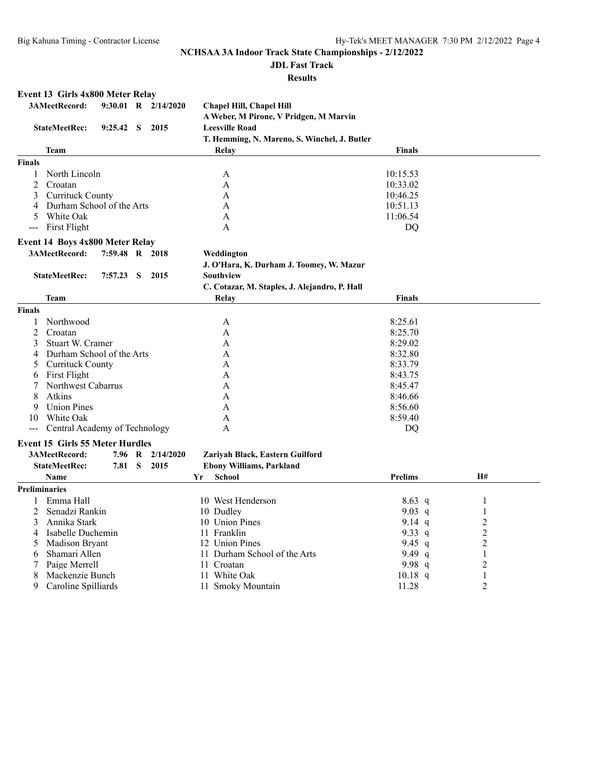NCHSAA 3A Indoor Track State Championships - 2/12/2022

JDL Fast Track

Results

## Event 13 Girls 4x800 Meter Relay

| | | | | |
|---|---|---|---|---|
| 3AMeetRecord: | 9:30.01 R 2/14/2020 | Chapel Hill, Chapel Hill | | |
| | | A Weber, M Pirone, V Pridgen, M Marvin | | |
| StateMeetRec: | 9:25.42 S 2015 | Leesville Road | | |
| | | T. Hemming, N. Mareno, S. Winchel, J. Butler | | |

| | Team | Relay | Finals |
|---|---|---|---|
| **Finals** | | | |
| 1 | North Lincoln | A | 10:15.53 |
| 2 | Croatan | A | 10:33.02 |
| 3 | Currituck County | A | 10:46.25 |
| 4 | Durham School of the Arts | A | 10:51.13 |
| 5 | White Oak | A | 11:06.54 |
| --- | First Flight | A | DQ |

## Event 14 Boys 4x800 Meter Relay

| | | | | |
|---|---|---|---|---|
| 3AMeetRecord: | 7:59.48 R 2018 | Weddington | | |
| | | J. O'Hara, K. Durham J. Toomey, W. Mazur | | |
| StateMeetRec: | 7:57.23 S 2015 | Southview | | |
| | | C. Cotazar, M. Staples, J. Alejandro, P. Hall | | |

| | Team | Relay | Finals |
|---|---|---|---|
| **Finals** | | | |
| 1 | Northwood | A | 8:25.61 |
| 2 | Croatan | A | 8:25.70 |
| 3 | Stuart W. Cramer | A | 8:29.02 |
| 4 | Durham School of the Arts | A | 8:32.80 |
| 5 | Currituck County | A | 8:33.79 |
| 6 | First Flight | A | 8:43.75 |
| 7 | Northwest Cabarrus | A | 8:45.47 |
| 8 | Atkins | A | 8:46.66 |
| 9 | Union Pines | A | 8:56.60 |
| 10 | White Oak | A | 8:59.40 |
| --- | Central Academy of Technology | A | DQ |

## Event 15 Girls 55 Meter Hurdles

| | | |
|---|---|---|
| 3AMeetRecord: | 7.96 R 2/14/2020 | Zariyah Black, Eastern Guilford |
| StateMeetRec: | 7.81 S 2015 | Ebony Williams, Parkland |

| | Name | Yr | School | Prelims | H# |
|---|---|---|---|---|---|
| **Preliminaries** | | | | | |
| 1 | Emma Hall | 10 | West Henderson | 8.63 q | 1 |
| 2 | Senadzi Rankin | 10 | Dudley | 9.03 q | 1 |
| 3 | Annika Stark | 10 | Union Pines | 9.14 q | 2 |
| 4 | Isabelle Duchemin | 11 | Franklin | 9.33 q | 2 |
| 5 | Madison Bryant | 12 | Union Pines | 9.45 q | 2 |
| 6 | Shamari Allen | 11 | Durham School of the Arts | 9.49 q | 1 |
| 7 | Paige Merrell | 11 | Croatan | 9.98 q | 2 |
| 8 | Mackenzie Bunch | 11 | White Oak | 10.18 q | 1 |
| 9 | Caroline Spilliards | 11 | Smoky Mountain | 11.28 | 2 |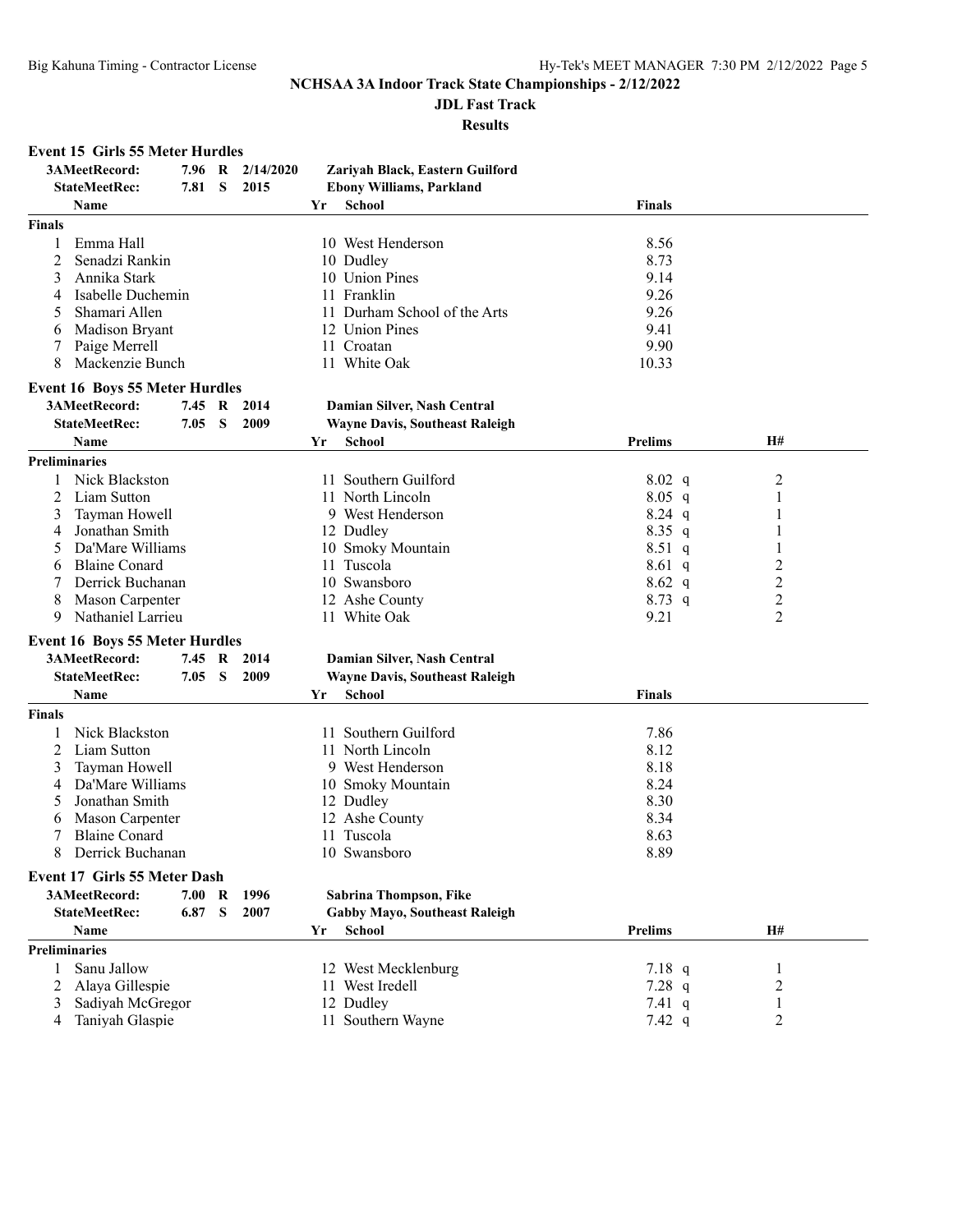## NCHSAA 3A Indoor Track State Championships - 2/12/2022

### JDL Fast Track

### Results

**Event 15 Girls 55 Meter Hurdles**

| | | | | |
|---|---|---|---|---|
| 3AMeetRecord: | 7.96 R | 2/14/2020 | Zariyah Black, Eastern Guilford | |
| StateMeetRec: | 7.81 S | 2015 | Ebony Williams, Parkland | |

| | Name | Yr | School | Finals |
|---|---|---|---|---|
| **Finals** | | | | |
| 1 | Emma Hall | 10 | West Henderson | 8.56 |
| 2 | Senadzi Rankin | 10 | Dudley | 8.73 |
| 3 | Annika Stark | 10 | Union Pines | 9.14 |
| 4 | Isabelle Duchemin | 11 | Franklin | 9.26 |
| 5 | Shamari Allen | 11 | Durham School of the Arts | 9.26 |
| 6 | Madison Bryant | 12 | Union Pines | 9.41 |
| 7 | Paige Merrell | 11 | Croatan | 9.90 |
| 8 | Mackenzie Bunch | 11 | White Oak | 10.33 |

**Event 16 Boys 55 Meter Hurdles**

| | | | | |
|---|---|---|---|---|
| 3AMeetRecord: | 7.45 R | 2014 | Damian Silver, Nash Central | |
| StateMeetRec: | 7.05 S | 2009 | Wayne Davis, Southeast Raleigh | |

| | Name | Yr | School | Prelims | H# |
|---|---|---|---|---|---|
| **Preliminaries** | | | | | |
| 1 | Nick Blackston | 11 | Southern Guilford | 8.02 q | 2 |
| 2 | Liam Sutton | 11 | North Lincoln | 8.05 q | 1 |
| 3 | Tayman Howell | 9 | West Henderson | 8.24 q | 1 |
| 4 | Jonathan Smith | 12 | Dudley | 8.35 q | 1 |
| 5 | Da'Mare Williams | 10 | Smoky Mountain | 8.51 q | 1 |
| 6 | Blaine Conard | 11 | Tuscola | 8.61 q | 2 |
| 7 | Derrick Buchanan | 10 | Swansboro | 8.62 q | 2 |
| 8 | Mason Carpenter | 12 | Ashe County | 8.73 q | 2 |
| 9 | Nathaniel Larrieu | 11 | White Oak | 9.21 | 2 |

**Event 16 Boys 55 Meter Hurdles**

| | | | | |
|---|---|---|---|---|
| 3AMeetRecord: | 7.45 R | 2014 | Damian Silver, Nash Central | |
| StateMeetRec: | 7.05 S | 2009 | Wayne Davis, Southeast Raleigh | |

| | Name | Yr | School | Finals |
|---|---|---|---|---|
| **Finals** | | | | |
| 1 | Nick Blackston | 11 | Southern Guilford | 7.86 |
| 2 | Liam Sutton | 11 | North Lincoln | 8.12 |
| 3 | Tayman Howell | 9 | West Henderson | 8.18 |
| 4 | Da'Mare Williams | 10 | Smoky Mountain | 8.24 |
| 5 | Jonathan Smith | 12 | Dudley | 8.30 |
| 6 | Mason Carpenter | 12 | Ashe County | 8.34 |
| 7 | Blaine Conard | 11 | Tuscola | 8.63 |
| 8 | Derrick Buchanan | 10 | Swansboro | 8.89 |

**Event 17 Girls 55 Meter Dash**

| | | | | |
|---|---|---|---|---|
| 3AMeetRecord: | 7.00 R | 1996 | Sabrina Thompson, Fike | |
| StateMeetRec: | 6.87 S | 2007 | Gabby Mayo, Southeast Raleigh | |

| | Name | Yr | School | Prelims | H# |
|---|---|---|---|---|---|
| **Preliminaries** | | | | | |
| 1 | Sanu Jallow | 12 | West Mecklenburg | 7.18 q | 1 |
| 2 | Alaya Gillespie | 11 | West Iredell | 7.28 q | 2 |
| 3 | Sadiyah McGregor | 12 | Dudley | 7.41 q | 1 |
| 4 | Taniyah Glaspie | 11 | Southern Wayne | 7.42 q | 2 |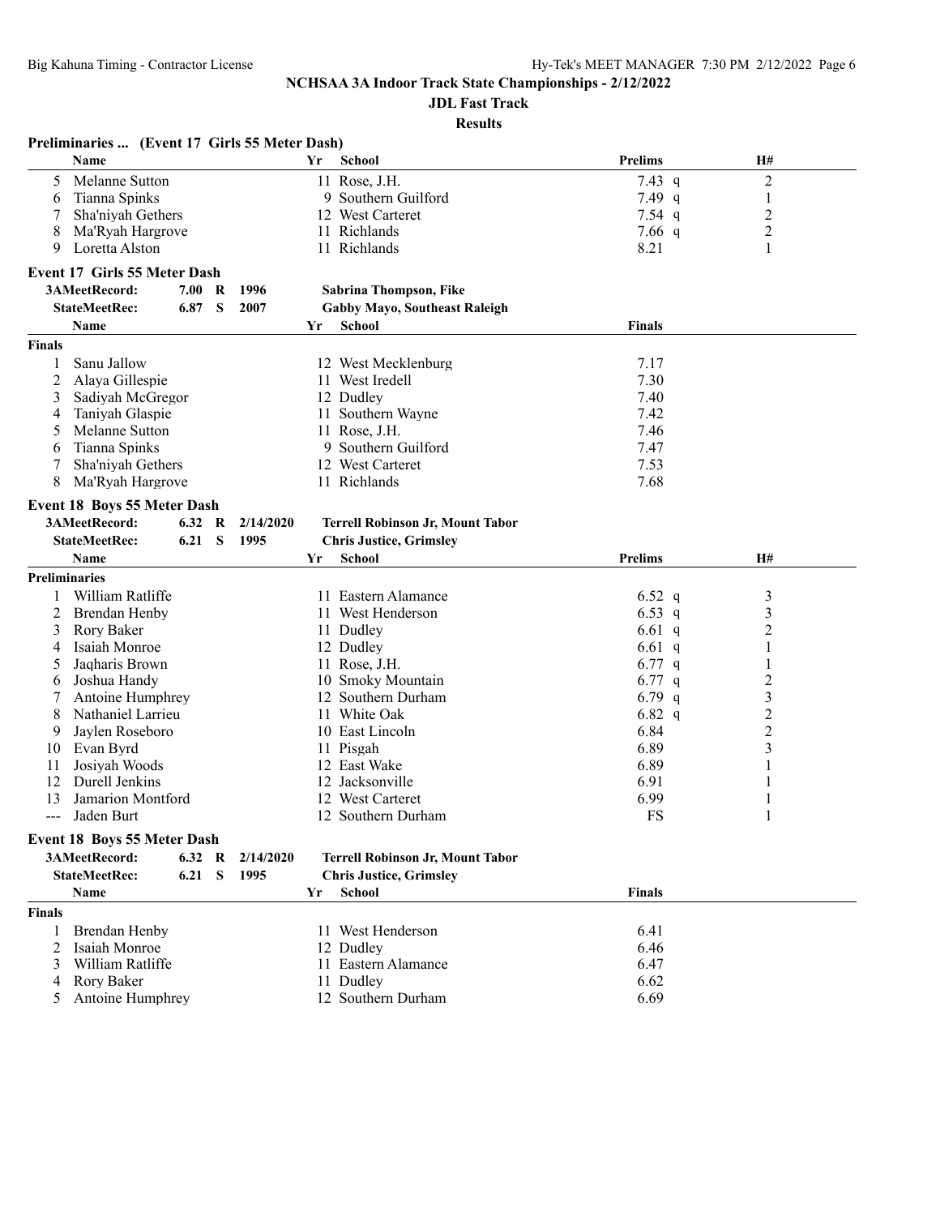## NCHSAA 3A Indoor Track State Championships - 2/12/2022

### JDL Fast Track

### Results

**Preliminaries ... (Event 17 Girls 55 Meter Dash)**

| | Name | Yr | School | Prelims | | H# |
|---|---|---|---|---|---|---|
| 5 | Melanne Sutton | 11 | Rose, J.H. | 7.43 | q | 2 |
| 6 | Tianna Spinks | 9 | Southern Guilford | 7.49 | q | 1 |
| 7 | Sha'niyah Gethers | 12 | West Carteret | 7.54 | q | 2 |
| 8 | Ma'Ryah Hargrove | 11 | Richlands | 7.66 | q | 2 |
| 9 | Loretta Alston | 11 | Richlands | 8.21 | | 1 |

**Event 17 Girls 55 Meter Dash**

| | | | | |
|---|---|---|---|---|
| 3AMeetRecord: | 7.00 | R | 1996 | Sabrina Thompson, Fike |
| StateMeetRec: | 6.87 | S | 2007 | Gabby Mayo, Southeast Raleigh |

**Finals**

| | Name | Yr | School | Finals |
|---|---|---|---|---|
| 1 | Sanu Jallow | 12 | West Mecklenburg | 7.17 |
| 2 | Alaya Gillespie | 11 | West Iredell | 7.30 |
| 3 | Sadiyah McGregor | 12 | Dudley | 7.40 |
| 4 | Taniyah Glaspie | 11 | Southern Wayne | 7.42 |
| 5 | Melanne Sutton | 11 | Rose, J.H. | 7.46 |
| 6 | Tianna Spinks | 9 | Southern Guilford | 7.47 |
| 7 | Sha'niyah Gethers | 12 | West Carteret | 7.53 |
| 8 | Ma'Ryah Hargrove | 11 | Richlands | 7.68 |

**Event 18 Boys 55 Meter Dash**

| | | | | |
|---|---|---|---|---|
| 3AMeetRecord: | 6.32 | R | 2/14/2020 | Terrell Robinson Jr, Mount Tabor |
| StateMeetRec: | 6.21 | S | 1995 | Chris Justice, Grimsley |

**Preliminaries**

| | Name | Yr | School | Prelims | | H# |
|---|---|---|---|---|---|---|
| 1 | William Ratliffe | 11 | Eastern Alamance | 6.52 | q | 3 |
| 2 | Brendan Henby | 11 | West Henderson | 6.53 | q | 3 |
| 3 | Rory Baker | 11 | Dudley | 6.61 | q | 2 |
| 4 | Isaiah Monroe | 12 | Dudley | 6.61 | q | 1 |
| 5 | Jaqharis Brown | 11 | Rose, J.H. | 6.77 | q | 1 |
| 6 | Joshua Handy | 10 | Smoky Mountain | 6.77 | q | 2 |
| 7 | Antoine Humphrey | 12 | Southern Durham | 6.79 | q | 3 |
| 8 | Nathaniel Larrieu | 11 | White Oak | 6.82 | q | 2 |
| 9 | Jaylen Roseboro | 10 | East Lincoln | 6.84 | | 2 |
| 10 | Evan Byrd | 11 | Pisgah | 6.89 | | 3 |
| 11 | Josiyah Woods | 12 | East Wake | 6.89 | | 1 |
| 12 | Durell Jenkins | 12 | Jacksonville | 6.91 | | 1 |
| 13 | Jamarion Montford | 12 | West Carteret | 6.99 | | 1 |
| --- | Jaden Burt | 12 | Southern Durham | FS | | 1 |

**Event 18 Boys 55 Meter Dash**

| | | | | |
|---|---|---|---|---|
| 3AMeetRecord: | 6.32 | R | 2/14/2020 | Terrell Robinson Jr, Mount Tabor |
| StateMeetRec: | 6.21 | S | 1995 | Chris Justice, Grimsley |

**Finals**

| | Name | Yr | School | Finals |
|---|---|---|---|---|
| 1 | Brendan Henby | 11 | West Henderson | 6.41 |
| 2 | Isaiah Monroe | 12 | Dudley | 6.46 |
| 3 | William Ratliffe | 11 | Eastern Alamance | 6.47 |
| 4 | Rory Baker | 11 | Dudley | 6.62 |
| 5 | Antoine Humphrey | 12 | Southern Durham | 6.69 |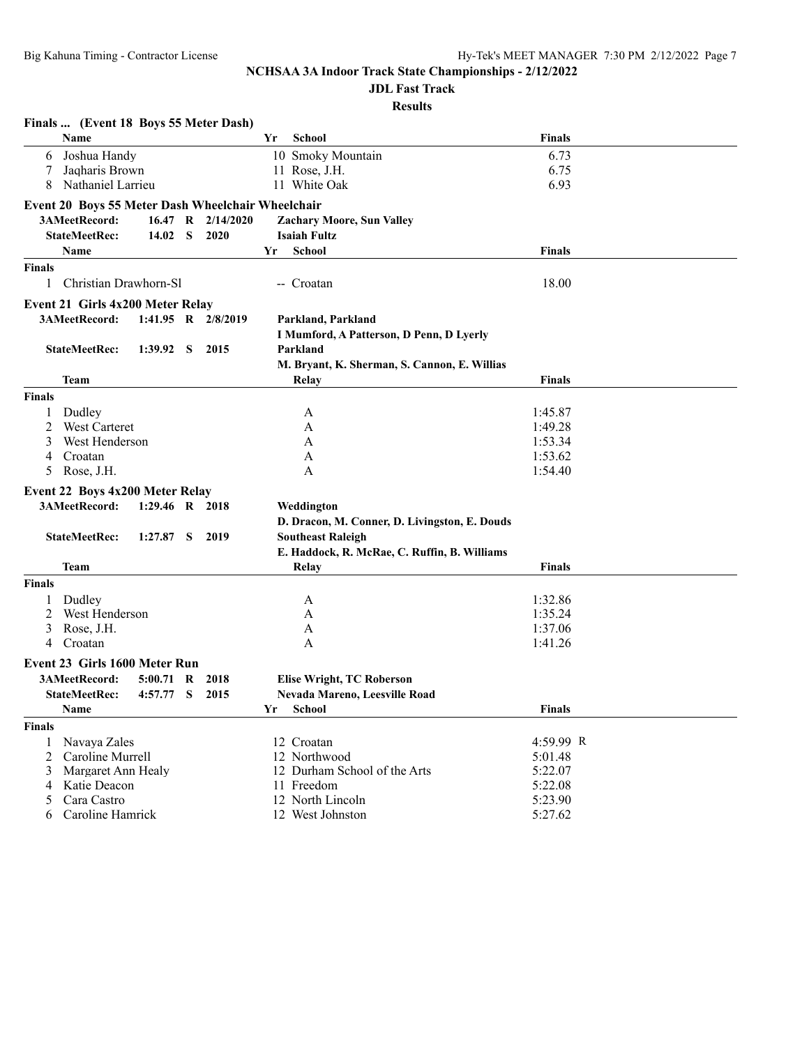# NCHSAA 3A Indoor Track State Championships - 2/12/2022

## JDL Fast Track

## Results

### Finals ... (Event 18 Boys 55 Meter Dash)

| | Name | Yr | School | Finals |
|---|---|---|---|---|
| 6 | Joshua Handy | 10 | Smoky Mountain | 6.73 |
| 7 | Jaqharis Brown | 11 | Rose, J.H. | 6.75 |
| 8 | Nathaniel Larrieu | 11 | White Oak | 6.93 |

### Event 20 Boys 55 Meter Dash Wheelchair Wheelchair

3AMeetRecord: 16.47 R 2/14/2020 **Zachary Moore, Sun Valley**
StateMeetRec: 14.02 S 2020 **Isaiah Fultz**

| | Name | Yr | School | Finals |
|---|---|---|---|---|
| **Finals** | | | | |
| 1 | Christian Drawhorn-Sl | -- | Croatan | 18.00 |

### Event 21 Girls 4x200 Meter Relay

3AMeetRecord: 1:41.95 R 2/8/2019 **Parkland, Parkland**
**I Mumford, A Patterson, D Penn, D Lyerly**
StateMeetRec: 1:39.92 S 2015 **Parkland**
**M. Bryant, K. Sherman, S. Cannon, E. Willias**

| | Team | Relay | Finals |
|---|---|---|---|
| **Finals** | | | |
| 1 | Dudley | A | 1:45.87 |
| 2 | West Carteret | A | 1:49.28 |
| 3 | West Henderson | A | 1:53.34 |
| 4 | Croatan | A | 1:53.62 |
| 5 | Rose, J.H. | A | 1:54.40 |

### Event 22 Boys 4x200 Meter Relay

3AMeetRecord: 1:29.46 R 2018 **Weddington**
**D. Dracon, M. Conner, D. Livingston, E. Douds**
StateMeetRec: 1:27.87 S 2019 **Southeast Raleigh**
**E. Haddock, R. McRae, C. Ruffin, B. Williams**

| | Team | Relay | Finals |
|---|---|---|---|
| **Finals** | | | |
| 1 | Dudley | A | 1:32.86 |
| 2 | West Henderson | A | 1:35.24 |
| 3 | Rose, J.H. | A | 1:37.06 |
| 4 | Croatan | A | 1:41.26 |

### Event 23 Girls 1600 Meter Run

3AMeetRecord: 5:00.71 R 2018 **Elise Wright, TC Roberson**
StateMeetRec: 4:57.77 S 2015 **Nevada Mareno, Leesville Road**

| | Name | Yr | School | Finals |
|---|---|---|---|---|
| **Finals** | | | | |
| 1 | Navaya Zales | 12 | Croatan | 4:59.99 R |
| 2 | Caroline Murrell | 12 | Northwood | 5:01.48 |
| 3 | Margaret Ann Healy | 12 | Durham School of the Arts | 5:22.07 |
| 4 | Katie Deacon | 11 | Freedom | 5:22.08 |
| 5 | Cara Castro | 12 | North Lincoln | 5:23.90 |
| 6 | Caroline Hamrick | 12 | West Johnston | 5:27.62 |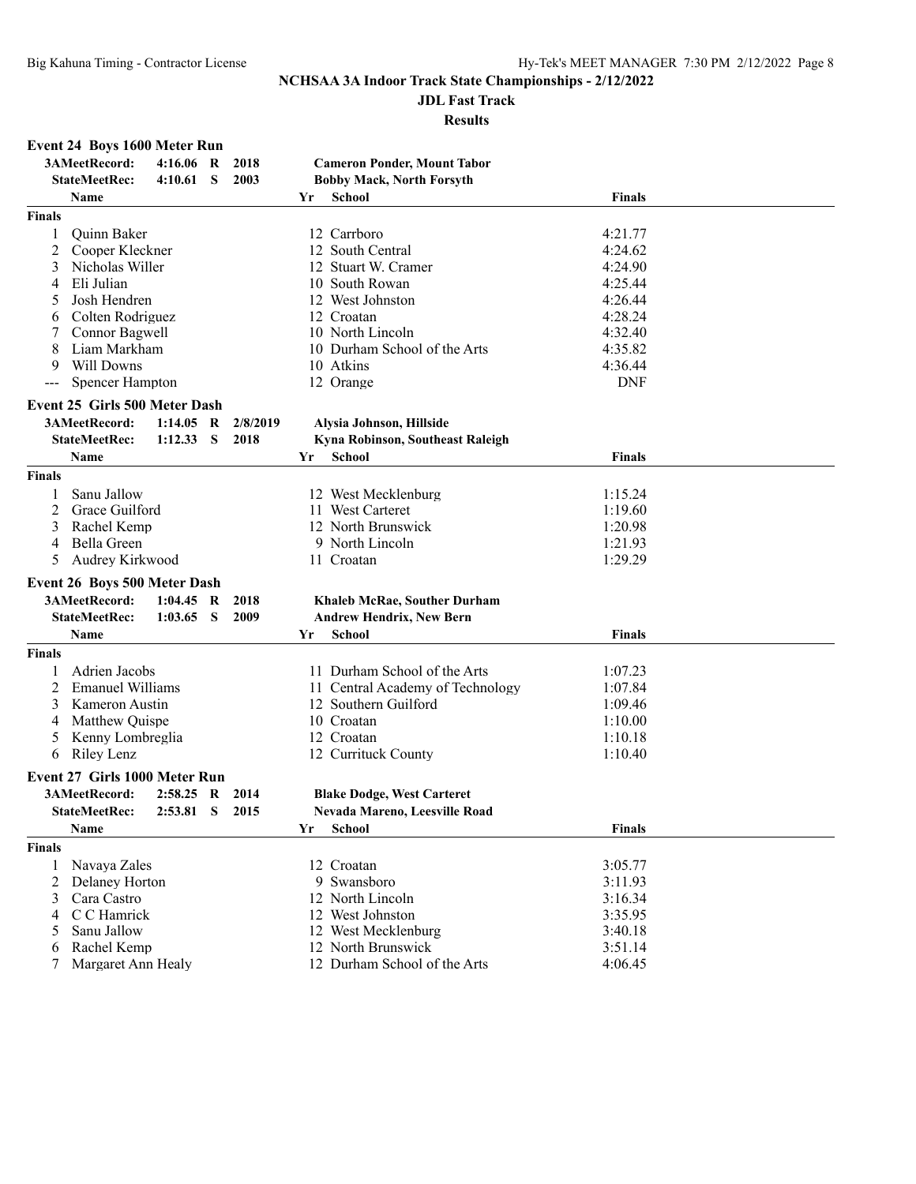NCHSAA 3A Indoor Track State Championships - 2/12/2022

JDL Fast Track

Results

## Event 24 Boys 1600 Meter Run

| | | | | |
|---|---|---|---|---|
| 3AMeetRecord: | 4:16.06 R | 2018 | Cameron Ponder, Mount Tabor | |
| StateMeetRec: | 4:10.61 S | 2003 | Bobby Mack, North Forsyth | |

| | Name | Yr | School | Finals |
|---|---|---|---|---|
| **Finals** | | | | |
| 1 | Quinn Baker | 12 | Carrboro | 4:21.77 |
| 2 | Cooper Kleckner | 12 | South Central | 4:24.62 |
| 3 | Nicholas Willer | 12 | Stuart W. Cramer | 4:24.90 |
| 4 | Eli Julian | 10 | South Rowan | 4:25.44 |
| 5 | Josh Hendren | 12 | West Johnston | 4:26.44 |
| 6 | Colten Rodriguez | 12 | Croatan | 4:28.24 |
| 7 | Connor Bagwell | 10 | North Lincoln | 4:32.40 |
| 8 | Liam Markham | 10 | Durham School of the Arts | 4:35.82 |
| 9 | Will Downs | 10 | Atkins | 4:36.44 |
| --- | Spencer Hampton | 12 | Orange | DNF |

## Event 25 Girls 500 Meter Dash

| | | | | |
|---|---|---|---|---|
| 3AMeetRecord: | 1:14.05 R | 2/8/2019 | Alysia Johnson, Hillside | |
| StateMeetRec: | 1:12.33 S | 2018 | Kyna Robinson, Southeast Raleigh | |

| | Name | Yr | School | Finals |
|---|---|---|---|---|
| **Finals** | | | | |
| 1 | Sanu Jallow | 12 | West Mecklenburg | 1:15.24 |
| 2 | Grace Guilford | 11 | West Carteret | 1:19.60 |
| 3 | Rachel Kemp | 12 | North Brunswick | 1:20.98 |
| 4 | Bella Green | 9 | North Lincoln | 1:21.93 |
| 5 | Audrey Kirkwood | 11 | Croatan | 1:29.29 |

## Event 26 Boys 500 Meter Dash

| | | | | |
|---|---|---|---|---|
| 3AMeetRecord: | 1:04.45 R | 2018 | Khaleb McRae, Souther Durham | |
| StateMeetRec: | 1:03.65 S | 2009 | Andrew Hendrix, New Bern | |

| | Name | Yr | School | Finals |
|---|---|---|---|---|
| **Finals** | | | | |
| 1 | Adrien Jacobs | 11 | Durham School of the Arts | 1:07.23 |
| 2 | Emanuel Williams | 11 | Central Academy of Technology | 1:07.84 |
| 3 | Kameron Austin | 12 | Southern Guilford | 1:09.46 |
| 4 | Matthew Quispe | 10 | Croatan | 1:10.00 |
| 5 | Kenny Lombreglia | 12 | Croatan | 1:10.18 |
| 6 | Riley Lenz | 12 | Currituck County | 1:10.40 |

## Event 27 Girls 1000 Meter Run

| | | | | |
|---|---|---|---|---|
| 3AMeetRecord: | 2:58.25 R | 2014 | Blake Dodge, West Carteret | |
| StateMeetRec: | 2:53.81 S | 2015 | Nevada Mareno, Leesville Road | |

| | Name | Yr | School | Finals |
|---|---|---|---|---|
| **Finals** | | | | |
| 1 | Navaya Zales | 12 | Croatan | 3:05.77 |
| 2 | Delaney Horton | 9 | Swansboro | 3:11.93 |
| 3 | Cara Castro | 12 | North Lincoln | 3:16.34 |
| 4 | C C Hamrick | 12 | West Johnston | 3:35.95 |
| 5 | Sanu Jallow | 12 | West Mecklenburg | 3:40.18 |
| 6 | Rachel Kemp | 12 | North Brunswick | 3:51.14 |
| 7 | Margaret Ann Healy | 12 | Durham School of the Arts | 4:06.45 |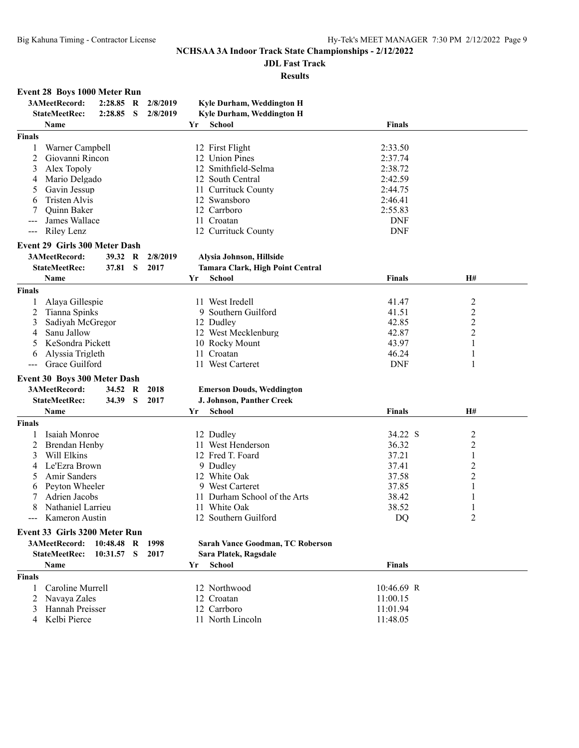## NCHSAA 3A Indoor Track State Championships - 2/12/2022

### JDL Fast Track

### Results

**Event 28 Boys 1000 Meter Run**

| | | | | | |
|---|---|---|---|---|---|
| **3AMeetRecord:** | **2:28.85** | **R** | **2/8/2019** | **Kyle Durham, Weddington H** | |
| **StateMeetRec:** | **2:28.85** | **S** | **2/8/2019** | **Kyle Durham, Weddington H** | |

| | Name | Yr | School | Finals |
|---|---|---|---|---|
| **Finals** | | | | |
| 1 | Warner Campbell | 12 | First Flight | 2:33.50 |
| 2 | Giovanni Rincon | 12 | Union Pines | 2:37.74 |
| 3 | Alex Topoly | 12 | Smithfield-Selma | 2:38.72 |
| 4 | Mario Delgado | 12 | South Central | 2:42.59 |
| 5 | Gavin Jessup | 11 | Currituck County | 2:44.75 |
| 6 | Tristen Alvis | 12 | Swansboro | 2:46.41 |
| 7 | Quinn Baker | 12 | Carrboro | 2:55.83 |
| --- | James Wallace | 11 | Croatan | DNF |
| --- | Riley Lenz | 12 | Currituck County | DNF |

**Event 29 Girls 300 Meter Dash**

| | | | | |
|---|---|---|---|---|
| **3AMeetRecord:** | **39.32** | **R** | **2/8/2019** | **Alysia Johnson, Hillside** |
| **StateMeetRec:** | **37.81** | **S** | **2017** | **Tamara Clark, High Point Central** |

| | Name | Yr | School | Finals | H# |
|---|---|---|---|---|---|
| **Finals** | | | | | |
| 1 | Alaya Gillespie | 11 | West Iredell | 41.47 | 2 |
| 2 | Tianna Spinks | 9 | Southern Guilford | 41.51 | 2 |
| 3 | Sadiyah McGregor | 12 | Dudley | 42.85 | 2 |
| 4 | Sanu Jallow | 12 | West Mecklenburg | 42.87 | 2 |
| 5 | KeSondra Pickett | 10 | Rocky Mount | 43.97 | 1 |
| 6 | Alyssia Trigleth | 11 | Croatan | 46.24 | 1 |
| --- | Grace Guilford | 11 | West Carteret | DNF | 1 |

**Event 30 Boys 300 Meter Dash**

| | | | | |
|---|---|---|---|---|
| **3AMeetRecord:** | **34.52** | **R** | **2018** | **Emerson Douds, Weddington** |
| **StateMeetRec:** | **34.39** | **S** | **2017** | **J. Johnson, Panther Creek** |

| | Name | Yr | School | Finals | H# |
|---|---|---|---|---|---|
| **Finals** | | | | | |
| 1 | Isaiah Monroe | 12 | Dudley | 34.22 S | 2 |
| 2 | Brendan Henby | 11 | West Henderson | 36.32 | 2 |
| 3 | Will Elkins | 12 | Fred T. Foard | 37.21 | 1 |
| 4 | Le'Ezra Brown | 9 | Dudley | 37.41 | 2 |
| 5 | Amir Sanders | 12 | White Oak | 37.58 | 2 |
| 6 | Peyton Wheeler | 9 | West Carteret | 37.85 | 1 |
| 7 | Adrien Jacobs | 11 | Durham School of the Arts | 38.42 | 1 |
| 8 | Nathaniel Larrieu | 11 | White Oak | 38.52 | 1 |
| --- | Kameron Austin | 12 | Southern Guilford | DQ | 2 |

**Event 33 Girls 3200 Meter Run**

| | | | | |
|---|---|---|---|---|
| **3AMeetRecord:** | **10:48.48** | **R** | **1998** | **Sarah Vance Goodman, TC Roberson** |
| **StateMeetRec:** | **10:31.57** | **S** | **2017** | **Sara Platek, Ragsdale** |

| | Name | Yr | School | Finals |
|---|---|---|---|---|
| **Finals** | | | | |
| 1 | Caroline Murrell | 12 | Northwood | 10:46.69 R |
| 2 | Navaya Zales | 12 | Croatan | 11:00.15 |
| 3 | Hannah Preisser | 12 | Carrboro | 11:01.94 |
| 4 | Kelbi Pierce | 11 | North Lincoln | 11:48.05 |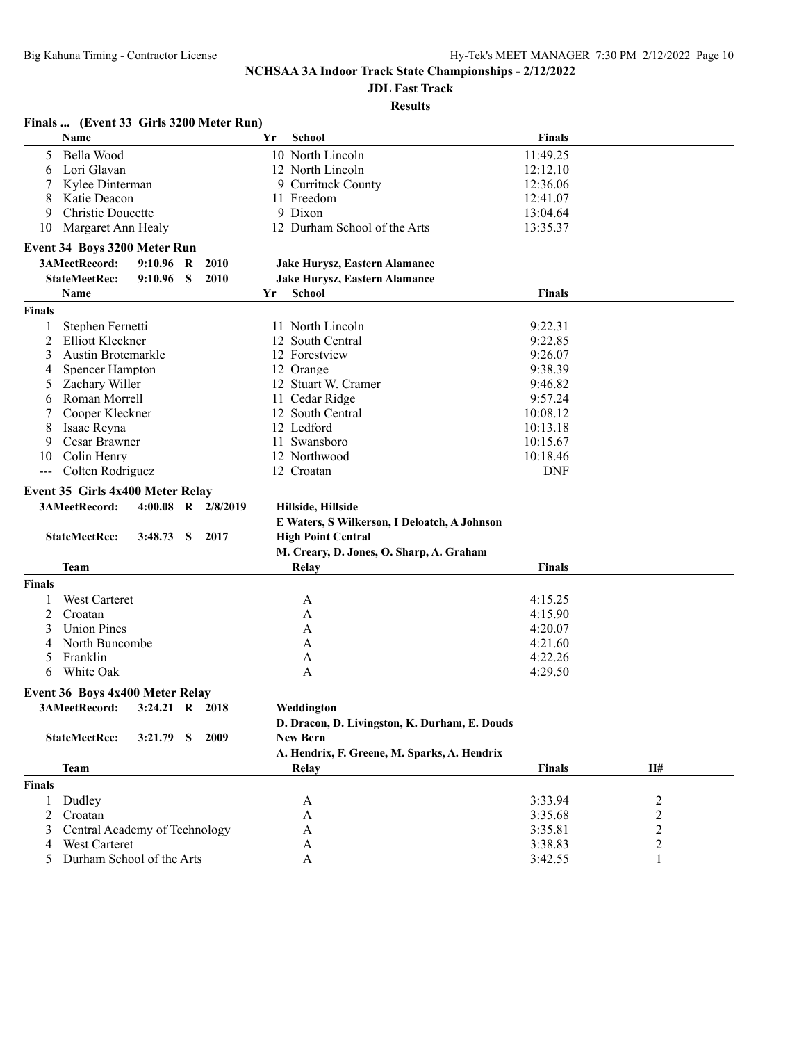# NCHSAA 3A Indoor Track State Championships - 2/12/2022

## JDL Fast Track

## Results

### Finals ... (Event 33 Girls 3200 Meter Run)

| | Name | Yr | School | Finals |
|---|---|---|---|---|
| 5 | Bella Wood | 10 | North Lincoln | 11:49.25 |
| 6 | Lori Glavan | 12 | North Lincoln | 12:12.10 |
| 7 | Kylee Dinterman | 9 | Currituck County | 12:36.06 |
| 8 | Katie Deacon | 11 | Freedom | 12:41.07 |
| 9 | Christie Doucette | 9 | Dixon | 13:04.64 |
| 10 | Margaret Ann Healy | 12 | Durham School of the Arts | 13:35.37 |

### Event 34 Boys 3200 Meter Run

3AMeetRecord: 9:10.96 R 2010 Jake Hurysz, Eastern Alamance

StateMeetRec: 9:10.96 S 2010 Jake Hurysz, Eastern Alamance

**Finals**

| | Name | Yr | School | Finals |
|---|---|---|---|---|
| 1 | Stephen Fernetti | 11 | North Lincoln | 9:22.31 |
| 2 | Elliott Kleckner | 12 | South Central | 9:22.85 |
| 3 | Austin Brotemarkle | 12 | Forestview | 9:26.07 |
| 4 | Spencer Hampton | 12 | Orange | 9:38.39 |
| 5 | Zachary Willer | 12 | Stuart W. Cramer | 9:46.82 |
| 6 | Roman Morrell | 11 | Cedar Ridge | 9:57.24 |
| 7 | Cooper Kleckner | 12 | South Central | 10:08.12 |
| 8 | Isaac Reyna | 12 | Ledford | 10:13.18 |
| 9 | Cesar Brawner | 11 | Swansboro | 10:15.67 |
| 10 | Colin Henry | 12 | Northwood | 10:18.46 |
| --- | Colten Rodriguez | 12 | Croatan | DNF |

### Event 35 Girls 4x400 Meter Relay

3AMeetRecord: 4:00.08 R 2/8/2019 Hillside, Hillside
E Waters, S Wilkerson, I Deloatch, A Johnson

StateMeetRec: 3:48.73 S 2017 High Point Central
M. Creary, D. Jones, O. Sharp, A. Graham

**Finals**

| | Team | Relay | Finals |
|---|---|---|---|
| 1 | West Carteret | A | 4:15.25 |
| 2 | Croatan | A | 4:15.90 |
| 3 | Union Pines | A | 4:20.07 |
| 4 | North Buncombe | A | 4:21.60 |
| 5 | Franklin | A | 4:22.26 |
| 6 | White Oak | A | 4:29.50 |

### Event 36 Boys 4x400 Meter Relay

3AMeetRecord: 3:24.21 R 2018 Weddington
D. Dracon, D. Livingston, K. Durham, E. Douds

StateMeetRec: 3:21.79 S 2009 New Bern
A. Hendrix, F. Greene, M. Sparks, A. Hendrix

**Finals**

| | Team | Relay | Finals | H# |
|---|---|---|---|---|
| 1 | Dudley | A | 3:33.94 | 2 |
| 2 | Croatan | A | 3:35.68 | 2 |
| 3 | Central Academy of Technology | A | 3:35.81 | 2 |
| 4 | West Carteret | A | 3:38.83 | 2 |
| 5 | Durham School of the Arts | A | 3:42.55 | 1 |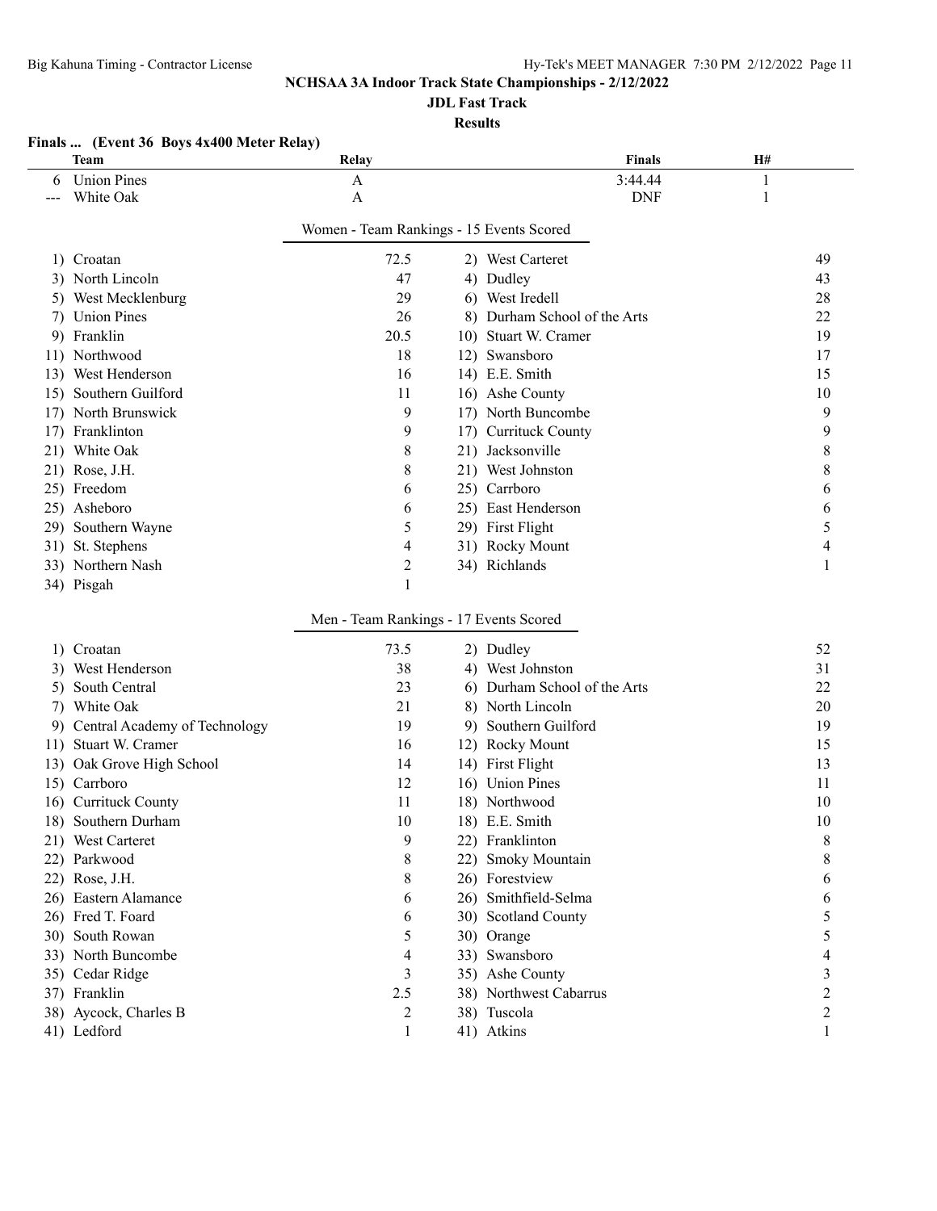NCHSAA 3A Indoor Track State Championships - 2/12/2022

JDL Fast Track

Results

**Finals ... (Event 36 Boys 4x400 Meter Relay)**

| | Team | Relay | Finals | H# |
|---|---|---|---|---|
| 6 | Union Pines | A | 3:44.44 | 1 |
| --- | White Oak | A | DNF | 1 |

### Women - Team Rankings - 15 Events Scored

| | | | | | |
|---|---|---|---|---|---|
| 1) | Croatan | 72.5 | 2) | West Carteret | 49 |
| 3) | North Lincoln | 47 | 4) | Dudley | 43 |
| 5) | West Mecklenburg | 29 | 6) | West Iredell | 28 |
| 7) | Union Pines | 26 | 8) | Durham School of the Arts | 22 |
| 9) | Franklin | 20.5 | 10) | Stuart W. Cramer | 19 |
| 11) | Northwood | 18 | 12) | Swansboro | 17 |
| 13) | West Henderson | 16 | 14) | E.E. Smith | 15 |
| 15) | Southern Guilford | 11 | 16) | Ashe County | 10 |
| 17) | North Brunswick | 9 | 17) | North Buncombe | 9 |
| 17) | Franklinton | 9 | 17) | Currituck County | 9 |
| 21) | White Oak | 8 | 21) | Jacksonville | 8 |
| 21) | Rose, J.H. | 8 | 21) | West Johnston | 8 |
| 25) | Freedom | 6 | 25) | Carrboro | 6 |
| 25) | Asheboro | 6 | 25) | East Henderson | 6 |
| 29) | Southern Wayne | 5 | 29) | First Flight | 5 |
| 31) | St. Stephens | 4 | 31) | Rocky Mount | 4 |
| 33) | Northern Nash | 2 | 34) | Richlands | 1 |
| 34) | Pisgah | 1 | | | |

### Men - Team Rankings - 17 Events Scored

| | | | | | |
|---|---|---|---|---|---|
| 1) | Croatan | 73.5 | 2) | Dudley | 52 |
| 3) | West Henderson | 38 | 4) | West Johnston | 31 |
| 5) | South Central | 23 | 6) | Durham School of the Arts | 22 |
| 7) | White Oak | 21 | 8) | North Lincoln | 20 |
| 9) | Central Academy of Technology | 19 | 9) | Southern Guilford | 19 |
| 11) | Stuart W. Cramer | 16 | 12) | Rocky Mount | 15 |
| 13) | Oak Grove High School | 14 | 14) | First Flight | 13 |
| 15) | Carrboro | 12 | 16) | Union Pines | 11 |
| 16) | Currituck County | 11 | 18) | Northwood | 10 |
| 18) | Southern Durham | 10 | 18) | E.E. Smith | 10 |
| 21) | West Carteret | 9 | 22) | Franklinton | 8 |
| 22) | Parkwood | 8 | 22) | Smoky Mountain | 8 |
| 22) | Rose, J.H. | 8 | 26) | Forestview | 6 |
| 26) | Eastern Alamance | 6 | 26) | Smithfield-Selma | 6 |
| 26) | Fred T. Foard | 6 | 30) | Scotland County | 5 |
| 30) | South Rowan | 5 | 30) | Orange | 5 |
| 33) | North Buncombe | 4 | 33) | Swansboro | 4 |
| 35) | Cedar Ridge | 3 | 35) | Ashe County | 3 |
| 37) | Franklin | 2.5 | 38) | Northwest Cabarrus | 2 |
| 38) | Aycock, Charles B | 2 | 38) | Tuscola | 2 |
| 41) | Ledford | 1 | 41) | Atkins | 1 |